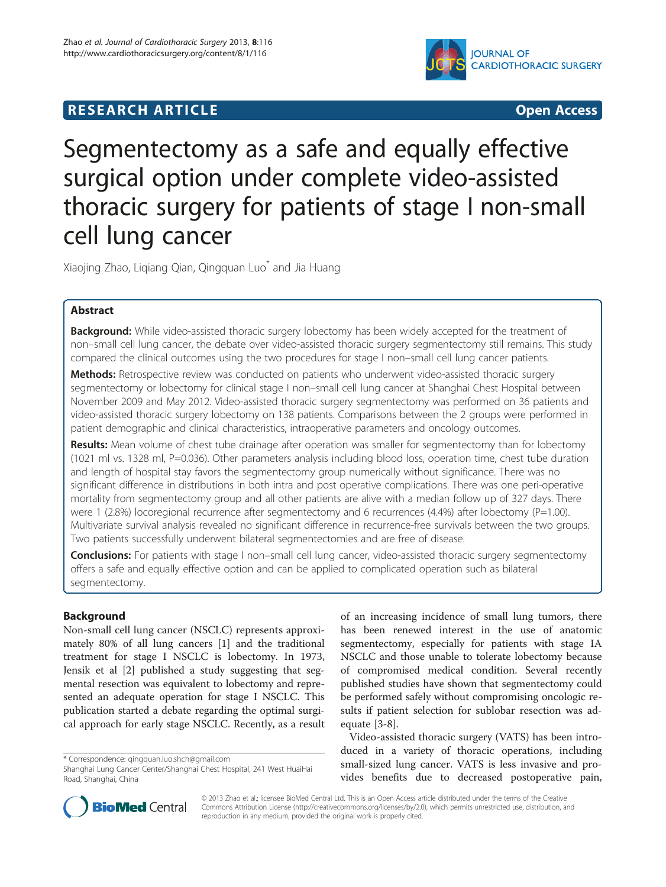RESEARCH ARTICLE Open Access

# Segmentectomy as a safe and equally effective surgical option under complete video-assisted thoracic surgery for patients of stage I non-small cell lung cancer

Xiaojing Zhao, Liqiang Qian, Qingquan Luo* and Jia Huang

## Abstract

**Background:** While video-assisted thoracic surgery lobectomy has been widely accepted for the treatment of non–small cell lung cancer, the debate over video-assisted thoracic surgery segmentectomy still remains. This study compared the clinical outcomes using the two procedures for stage I non–small cell lung cancer patients.

**Methods:** Retrospective review was conducted on patients who underwent video-assisted thoracic surgery segmentectomy or lobectomy for clinical stage I non–small cell lung cancer at Shanghai Chest Hospital between November 2009 and May 2012. Video-assisted thoracic surgery segmentectomy was performed on 36 patients and video-assisted thoracic surgery lobectomy on 138 patients. Comparisons between the 2 groups were performed in patient demographic and clinical characteristics, intraoperative parameters and oncology outcomes.

**Results:** Mean volume of chest tube drainage after operation was smaller for segmentectomy than for lobectomy (1021 ml vs. 1328 ml, P=0.036). Other parameters analysis including blood loss, operation time, chest tube duration and length of hospital stay favors the segmentectomy group numerically without significance. There was no significant difference in distributions in both intra and post operative complications. There was one peri-operative mortality from segmentectomy group and all other patients are alive with a median follow up of 327 days. There were 1 (2.8%) locoregional recurrence after segmentectomy and 6 recurrences (4.4%) after lobectomy (P=1.00). Multivariate survival analysis revealed no significant difference in recurrence-free survivals between the two groups. Two patients successfully underwent bilateral segmentectomies and are free of disease.

**Conclusions:** For patients with stage I non–small cell lung cancer, video-assisted thoracic surgery segmentectomy offers a safe and equally effective option and can be applied to complicated operation such as bilateral segmentectomy.

## Background

Non-small cell lung cancer (NSCLC) represents approximately 80% of all lung cancers [1] and the traditional treatment for stage I NSCLC is lobectomy. In 1973, Jensik et al [2] published a study suggesting that segmental resection was equivalent to lobectomy and represented an adequate operation for stage I NSCLC. This publication started a debate regarding the optimal surgical approach for early stage NSCLC. Recently, as a result of an increasing incidence of small lung tumors, there has been renewed interest in the use of anatomic segmentectomy, especially for patients with stage IA NSCLC and those unable to tolerate lobectomy because of compromised medical condition. Several recently published studies have shown that segmentectomy could be performed safely without compromising oncologic results if patient selection for sublobar resection was adequate [3-8].

Video-assisted thoracic surgery (VATS) has been introduced in a variety of thoracic operations, including small-sized lung cancer. VATS is less invasive and provides benefits due to decreased postoperative pain,

\* Correspondence: qingquan.luo.shch@gmail.com
Shanghai Lung Cancer Center/Shanghai Chest Hospital, 241 West HuaiHai Road, Shanghai, China

© 2013 Zhao et al.; licensee BioMed Central Ltd. This is an Open Access article distributed under the terms of the Creative Commons Attribution License (http://creativecommons.org/licenses/by/2.0), which permits unrestricted use, distribution, and reproduction in any medium, provided the original work is properly cited.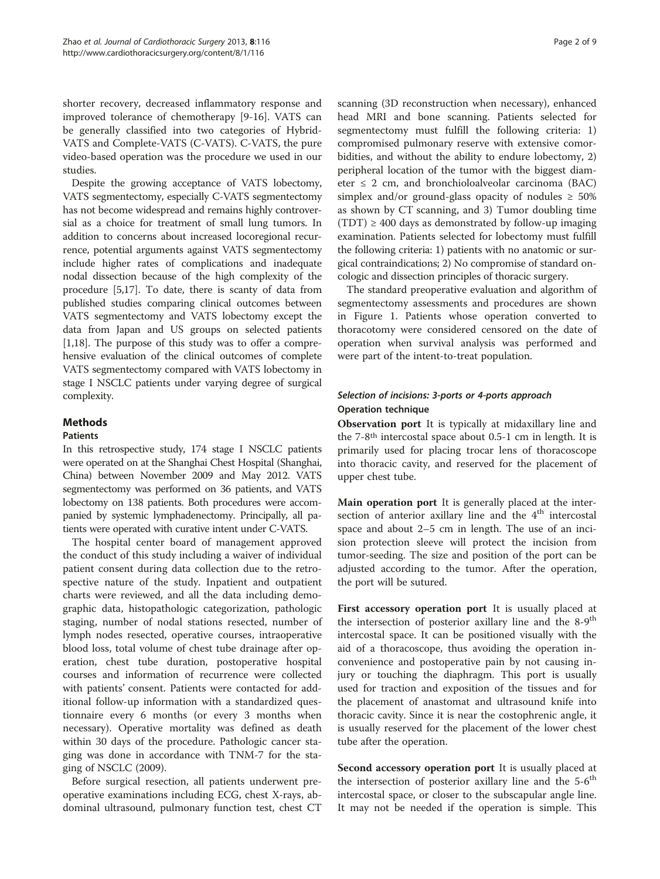shorter recovery, decreased inflammatory response and improved tolerance of chemotherapy [9-16]. VATS can be generally classified into two categories of Hybrid-VATS and Complete-VATS (C-VATS). C-VATS, the pure video-based operation was the procedure we used in our studies.

Despite the growing acceptance of VATS lobectomy, VATS segmentectomy, especially C-VATS segmentectomy has not become widespread and remains highly controversial as a choice for treatment of small lung tumors. In addition to concerns about increased locoregional recurrence, potential arguments against VATS segmentectomy include higher rates of complications and inadequate nodal dissection because of the high complexity of the procedure [5,17]. To date, there is scanty of data from published studies comparing clinical outcomes between VATS segmentectomy and VATS lobectomy except the data from Japan and US groups on selected patients [1,18]. The purpose of this study was to offer a comprehensive evaluation of the clinical outcomes of complete VATS segmentectomy compared with VATS lobectomy in stage I NSCLC patients under varying degree of surgical complexity.

## Methods

### Patients

In this retrospective study, 174 stage I NSCLC patients were operated on at the Shanghai Chest Hospital (Shanghai, China) between November 2009 and May 2012. VATS segmentectomy was performed on 36 patients, and VATS lobectomy on 138 patients. Both procedures were accompanied by systemic lymphadenectomy. Principally, all patients were operated with curative intent under C-VATS.

The hospital center board of management approved the conduct of this study including a waiver of individual patient consent during data collection due to the retrospective nature of the study. Inpatient and outpatient charts were reviewed, and all the data including demographic data, histopathologic categorization, pathologic staging, number of nodal stations resected, number of lymph nodes resected, operative courses, intraoperative blood loss, total volume of chest tube drainage after operation, chest tube duration, postoperative hospital courses and information of recurrence were collected with patients' consent. Patients were contacted for additional follow-up information with a standardized questionnaire every 6 months (or every 3 months when necessary). Operative mortality was defined as death within 30 days of the procedure. Pathologic cancer staging was done in accordance with TNM-7 for the staging of NSCLC (2009).

Before surgical resection, all patients underwent preoperative examinations including ECG, chest X-rays, abdominal ultrasound, pulmonary function test, chest CT scanning (3D reconstruction when necessary), enhanced head MRI and bone scanning. Patients selected for segmentectomy must fulfill the following criteria: 1) compromised pulmonary reserve with extensive comorbidities, and without the ability to endure lobectomy, 2) peripheral location of the tumor with the biggest diameter ≤ 2 cm, and bronchioloalveolar carcinoma (BAC) simplex and/or ground-glass opacity of nodules ≥ 50% as shown by CT scanning, and 3) Tumor doubling time (TDT) ≥ 400 days as demonstrated by follow-up imaging examination. Patients selected for lobectomy must fulfill the following criteria: 1) patients with no anatomic or surgical contraindications; 2) No compromise of standard oncologic and dissection principles of thoracic surgery.

The standard preoperative evaluation and algorithm of segmentectomy assessments and procedures are shown in Figure 1. Patients whose operation converted to thoracotomy were considered censored on the date of operation when survival analysis was performed and were part of the intent-to-treat population.

### *Selection of incisions: 3-ports or 4-ports approach*

#### Operation technique

**Observation port** It is typically at midaxillary line and the 7-8th intercostal space about 0.5-1 cm in length. It is primarily used for placing trocar lens of thoracoscope into thoracic cavity, and reserved for the placement of upper chest tube.

**Main operation port** It is generally placed at the intersection of anterior axillary line and the 4th intercostal space and about 2–5 cm in length. The use of an incision protection sleeve will protect the incision from tumor-seeding. The size and position of the port can be adjusted according to the tumor. After the operation, the port will be sutured.

**First accessory operation port** It is usually placed at the intersection of posterior axillary line and the 8-9th intercostal space. It can be positioned visually with the aid of a thoracoscope, thus avoiding the operation inconvenience and postoperative pain by not causing injury or touching the diaphragm. This port is usually used for traction and exposition of the tissues and for the placement of anastomat and ultrasound knife into thoracic cavity. Since it is near the costophrenic angle, it is usually reserved for the placement of the lower chest tube after the operation.

**Second accessory operation port** It is usually placed at the intersection of posterior axillary line and the 5-6th intercostal space, or closer to the subscapular angle line. It may not be needed if the operation is simple. This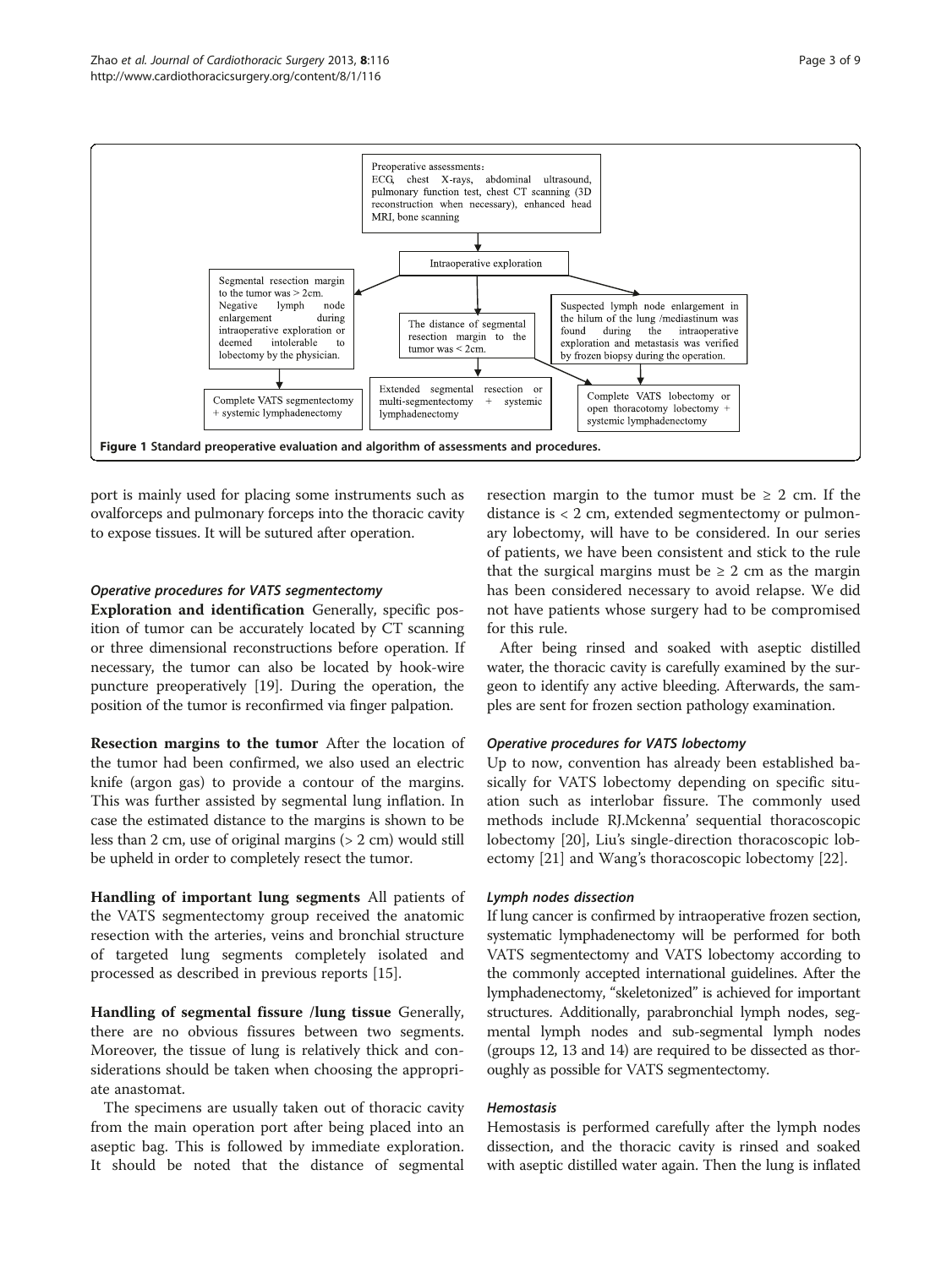Preoperative assessments：
ECG, chest X-rays, abdominal ultrasound, pulmonary function test, chest CT scanning (3D reconstruction when necessary), enhanced head MRI, bone scanning

Intraoperative exploration

Segmental resection margin to the tumor was > 2cm. Negative lymph node enlargement during intraoperative exploration or deemed intolerable to lobectomy by the physician.

The distance of segmental resection margin to the tumor was < 2cm.

Suspected lymph node enlargement in the hilum of the lung /mediastinum was found during the intraoperative exploration and metastasis was verified by frozen biopsy during the operation.

Complete VATS segmentectomy + systemic lymphadenectomy

Extended segmental resection or multi-segmentectomy + systemic lymphadenectomy

Complete VATS lobectomy or open thoracotomy lobectomy + systemic lymphadenectomy

**Figure 1 Standard preoperative evaluation and algorithm of assessments and procedures.**

port is mainly used for placing some instruments such as ovalforceps and pulmonary forceps into the thoracic cavity to expose tissues. It will be sutured after operation.

### *Operative procedures for VATS segmentectomy*

**Exploration and identification** Generally, specific position of tumor can be accurately located by CT scanning or three dimensional reconstructions before operation. If necessary, the tumor can also be located by hook-wire puncture preoperatively [19]. During the operation, the position of the tumor is reconfirmed via finger palpation.

**Resection margins to the tumor** After the location of the tumor had been confirmed, we also used an electric knife (argon gas) to provide a contour of the margins. This was further assisted by segmental lung inflation. In case the estimated distance to the margins is shown to be less than 2 cm, use of original margins (> 2 cm) would still be upheld in order to completely resect the tumor.

**Handling of important lung segments** All patients of the VATS segmentectomy group received the anatomic resection with the arteries, veins and bronchial structure of targeted lung segments completely isolated and processed as described in previous reports [15].

**Handling of segmental fissure /lung tissue** Generally, there are no obvious fissures between two segments. Moreover, the tissue of lung is relatively thick and considerations should be taken when choosing the appropriate anastomat.

The specimens are usually taken out of thoracic cavity from the main operation port after being placed into an aseptic bag. This is followed by immediate exploration. It should be noted that the distance of segmental resection margin to the tumor must be ≥ 2 cm. If the distance is < 2 cm, extended segmentectomy or pulmonary lobectomy, will have to be considered. In our series of patients, we have been consistent and stick to the rule that the surgical margins must be ≥ 2 cm as the margin has been considered necessary to avoid relapse. We did not have patients whose surgery had to be compromised for this rule.

After being rinsed and soaked with aseptic distilled water, the thoracic cavity is carefully examined by the surgeon to identify any active bleeding. Afterwards, the samples are sent for frozen section pathology examination.

### *Operative procedures for VATS lobectomy*

Up to now, convention has already been established basically for VATS lobectomy depending on specific situation such as interlobar fissure. The commonly used methods include RJ.Mckenna' sequential thoracoscopic lobectomy [20], Liu's single-direction thoracoscopic lobectomy [21] and Wang's thoracoscopic lobectomy [22].

### *Lymph nodes dissection*

If lung cancer is confirmed by intraoperative frozen section, systematic lymphadenectomy will be performed for both VATS segmentectomy and VATS lobectomy according to the commonly accepted international guidelines. After the lymphadenectomy, "skeletonized" is achieved for important structures. Additionally, parabronchial lymph nodes, segmental lymph nodes and sub-segmental lymph nodes (groups 12, 13 and 14) are required to be dissected as thoroughly as possible for VATS segmentectomy.

### *Hemostasis*

Hemostasis is performed carefully after the lymph nodes dissection, and the thoracic cavity is rinsed and soaked with aseptic distilled water again. Then the lung is inflated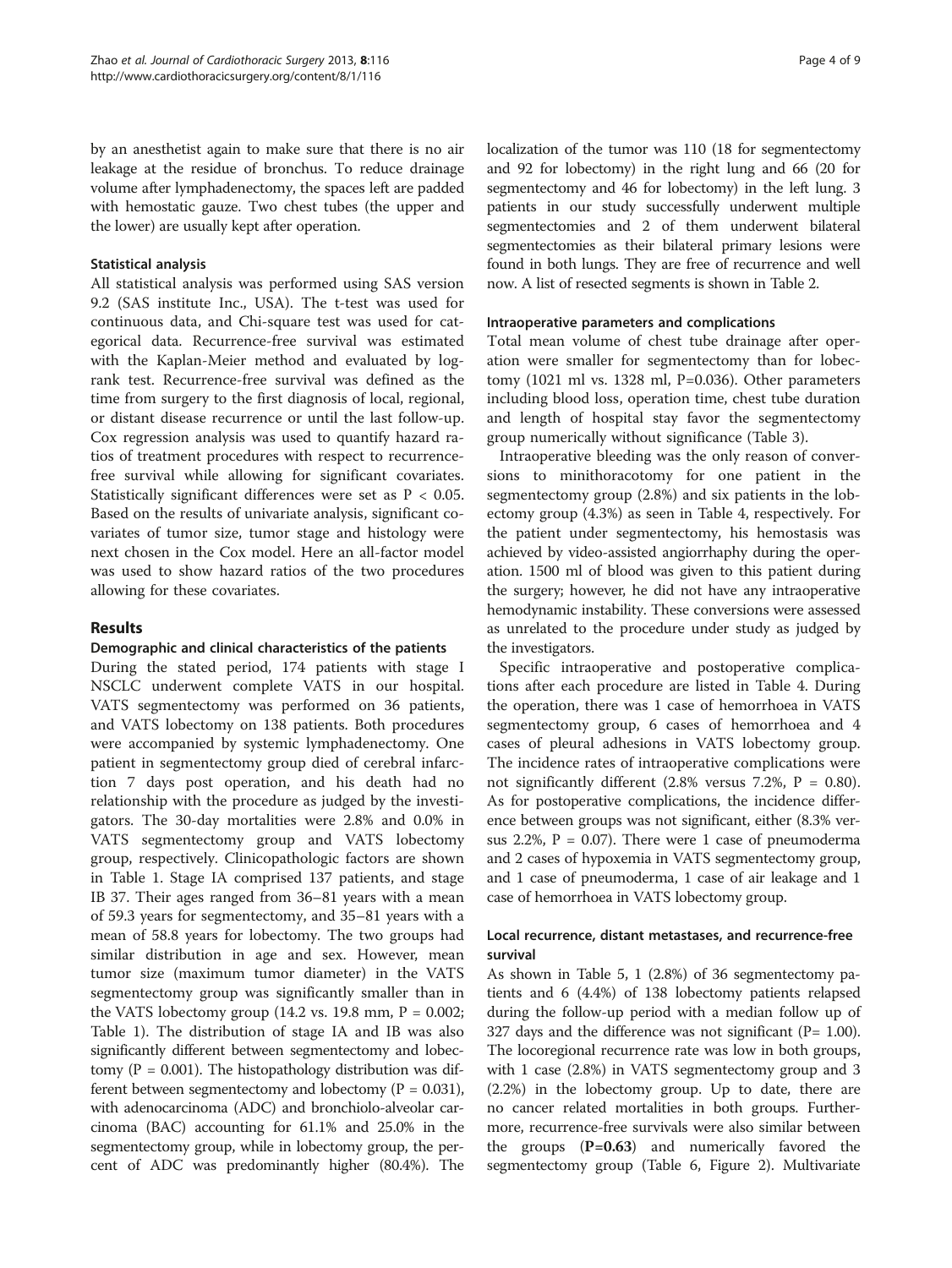by an anesthetist again to make sure that there is no air leakage at the residue of bronchus. To reduce drainage volume after lymphadenectomy, the spaces left are padded with hemostatic gauze. Two chest tubes (the upper and the lower) are usually kept after operation.

### Statistical analysis

All statistical analysis was performed using SAS version 9.2 (SAS institute Inc., USA). The t-test was used for continuous data, and Chi-square test was used for categorical data. Recurrence-free survival was estimated with the Kaplan-Meier method and evaluated by log-rank test. Recurrence-free survival was defined as the time from surgery to the first diagnosis of local, regional, or distant disease recurrence or until the last follow-up. Cox regression analysis was used to quantify hazard ratios of treatment procedures with respect to recurrence-free survival while allowing for significant covariates. Statistically significant differences were set as $P < 0.05$. Based on the results of univariate analysis, significant covariates of tumor size, tumor stage and histology were next chosen in the Cox model. Here an all-factor model was used to show hazard ratios of the two procedures allowing for these covariates.

## Results

### Demographic and clinical characteristics of the patients

During the stated period, 174 patients with stage I NSCLC underwent complete VATS in our hospital. VATS segmentectomy was performed on 36 patients, and VATS lobectomy on 138 patients. Both procedures were accompanied by systemic lymphadenectomy. One patient in segmentectomy group died of cerebral infarction 7 days post operation, and his death had no relationship with the procedure as judged by the investigators. The 30-day mortalities were 2.8% and 0.0% in VATS segmentectomy group and VATS lobectomy group, respectively. Clinicopathologic factors are shown in Table 1. Stage IA comprised 137 patients, and stage IB 37. Their ages ranged from 36–81 years with a mean of 59.3 years for segmentectomy, and 35–81 years with a mean of 58.8 years for lobectomy. The two groups had similar distribution in age and sex. However, mean tumor size (maximum tumor diameter) in the VATS segmentectomy group was significantly smaller than in the VATS lobectomy group (14.2 vs. 19.8 mm, $P = 0.002$; Table 1). The distribution of stage IA and IB was also significantly different between segmentectomy and lobectomy ($P = 0.001$). The histopathology distribution was different between segmentectomy and lobectomy ($P = 0.031$), with adenocarcinoma (ADC) and bronchiolo-alveolar carcinoma (BAC) accounting for 61.1% and 25.0% in the segmentectomy group, while in lobectomy group, the percent of ADC was predominantly higher (80.4%). The localization of the tumor was 110 (18 for segmentectomy and 92 for lobectomy) in the right lung and 66 (20 for segmentectomy and 46 for lobectomy) in the left lung. 3 patients in our study successfully underwent multiple segmentectomies and 2 of them underwent bilateral segmentectomies as their bilateral primary lesions were found in both lungs. They are free of recurrence and well now. A list of resected segments is shown in Table 2.

### Intraoperative parameters and complications

Total mean volume of chest tube drainage after operation were smaller for segmentectomy than for lobectomy (1021 ml vs. 1328 ml, P=0.036). Other parameters including blood loss, operation time, chest tube duration and length of hospital stay favor the segmentectomy group numerically without significance (Table 3).

Intraoperative bleeding was the only reason of conversions to minithoracotomy for one patient in the segmentectomy group (2.8%) and six patients in the lobectomy group (4.3%) as seen in Table 4, respectively. For the patient under segmentectomy, his hemostasis was achieved by video-assisted angiorrhaphy during the operation. 1500 ml of blood was given to this patient during the surgery; however, he did not have any intraoperative hemodynamic instability. These conversions were assessed as unrelated to the procedure under study as judged by the investigators.

Specific intraoperative and postoperative complications after each procedure are listed in Table 4. During the operation, there was 1 case of hemorrhoea in VATS segmentectomy group, 6 cases of hemorrhoea and 4 cases of pleural adhesions in VATS lobectomy group. The incidence rates of intraoperative complications were not significantly different (2.8% versus 7.2%, $P = 0.80$). As for postoperative complications, the incidence difference between groups was not significant, either (8.3% versus 2.2%, $P = 0.07$). There were 1 case of pneumoderma and 2 cases of hypoxemia in VATS segmentectomy group, and 1 case of pneumoderma, 1 case of air leakage and 1 case of hemorrhoea in VATS lobectomy group.

### Local recurrence, distant metastases, and recurrence-free survival

As shown in Table 5, 1 (2.8%) of 36 segmentectomy patients and 6 (4.4%) of 138 lobectomy patients relapsed during the follow-up period with a median follow up of 327 days and the difference was not significant (P= 1.00). The locoregional recurrence rate was low in both groups, with 1 case (2.8%) in VATS segmentectomy group and 3 (2.2%) in the lobectomy group. Up to date, there are no cancer related mortalities in both groups. Furthermore, recurrence-free survivals were also similar between the groups (**P=0.63**) and numerically favored the segmentectomy group (Table 6, Figure 2). Multivariate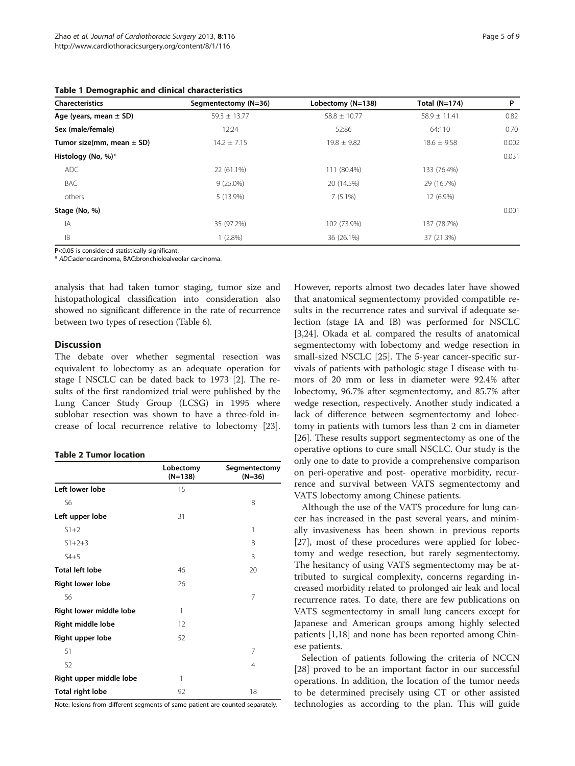**Table 1 Demographic and clinical characteristics**

| Characteristics | Segmentectomy (N=36) | Lobectomy (N=138) | Total (N=174) | P |
|---|---|---|---|---|
| **Age (years, mean ± SD)** | 59.3 ± 13.77 | 58.8 ± 10.77 | 58.9 ± 11.41 | 0.82 |
| **Sex (male/female)** | 12:24 | 52:86 | 64:110 | 0.70 |
| **Tumor size(mm, mean ± SD)** | 14.2 ± 7.15 | 19.8 ± 9.82 | 18.6 ± 9.58 | 0.002 |
| **Histology (No, %)*** | | | | 0.031 |
| ADC | 22 (61.1%) | 111 (80.4%) | 133 (76.4%) | |
| BAC | 9 (25.0%) | 20 (14.5%) | 29 (16.7%) | |
| others | 5 (13.9%) | 7 (5.1%) | 12 (6.9%) | |
| **Stage (No, %)** | | | | 0.001 |
| IA | 35 (97.2%) | 102 (73.9%) | 137 (78.7%) | |
| IB | 1 (2.8%) | 36 (26.1%) | 37 (21.3%) | |

P<0.05 is considered statistically significant.
* *ADC*:adenocarcinoma, BAC:bronchioloalveolar carcinoma.

analysis that had taken tumor staging, tumor size and histopathological classification into consideration also showed no significant difference in the rate of recurrence between two types of resection (Table 6).

## Discussion

The debate over whether segmental resection was equivalent to lobectomy as an adequate operation for stage I NSCLC can be dated back to 1973 [2]. The results of the first randomized trial were published by the Lung Cancer Study Group (LCSG) in 1995 where sublobar resection was shown to have a three-fold increase of local recurrence relative to lobectomy [23].

**Table 2 Tumor location**

| | Lobectomy (N=138) | Segmentectomy (N=36) |
|---|---|---|
| **Left lower lobe** | 15 | |
| S6 | | 8 |
| **Left upper lobe** | 31 | |
| S1+2 | | 1 |
| S1+2+3 | | 8 |
| S4+5 | | 3 |
| **Total left lobe** | 46 | 20 |
| **Right lower lobe** | 26 | |
| S6 | | 7 |
| **Right lower middle lobe** | 1 | |
| **Right middle lobe** | 12 | |
| **Right upper lobe** | 52 | |
| S1 | | 7 |
| S2 | | 4 |
| **Right upper middle lobe** | 1 | |
| **Total right lobe** | 92 | 18 |

Note: lesions from different segments of same patient are counted separately.

However, reports almost two decades later have showed that anatomical segmentectomy provided compatible results in the recurrence rates and survival if adequate selection (stage IA and IB) was performed for NSCLC [3,24]. Okada et al. compared the results of anatomical segmentectomy with lobectomy and wedge resection in small-sized NSCLC [25]. The 5-year cancer-specific survivals of patients with pathologic stage I disease with tumors of 20 mm or less in diameter were 92.4% after lobectomy, 96.7% after segmentectomy, and 85.7% after wedge resection, respectively. Another study indicated a lack of difference between segmentectomy and lobectomy in patients with tumors less than 2 cm in diameter [26]. These results support segmentectomy as one of the operative options to cure small NSCLC. Our study is the only one to date to provide a comprehensive comparison on peri-operative and post- operative morbidity, recurrence and survival between VATS segmentectomy and VATS lobectomy among Chinese patients.

Although the use of the VATS procedure for lung cancer has increased in the past several years, and minimally invasiveness has been shown in previous reports [27], most of these procedures were applied for lobectomy and wedge resection, but rarely segmentectomy. The hesitancy of using VATS segmentectomy may be attributed to surgical complexity, concerns regarding increased morbidity related to prolonged air leak and local recurrence rates. To date, there are few publications on VATS segmentectomy in small lung cancers except for Japanese and American groups among highly selected patients [1,18] and none has been reported among Chinese patients.

Selection of patients following the criteria of NCCN [28] proved to be an important factor in our successful operations. In addition, the location of the tumor needs to be determined precisely using CT or other assisted technologies as according to the plan. This will guide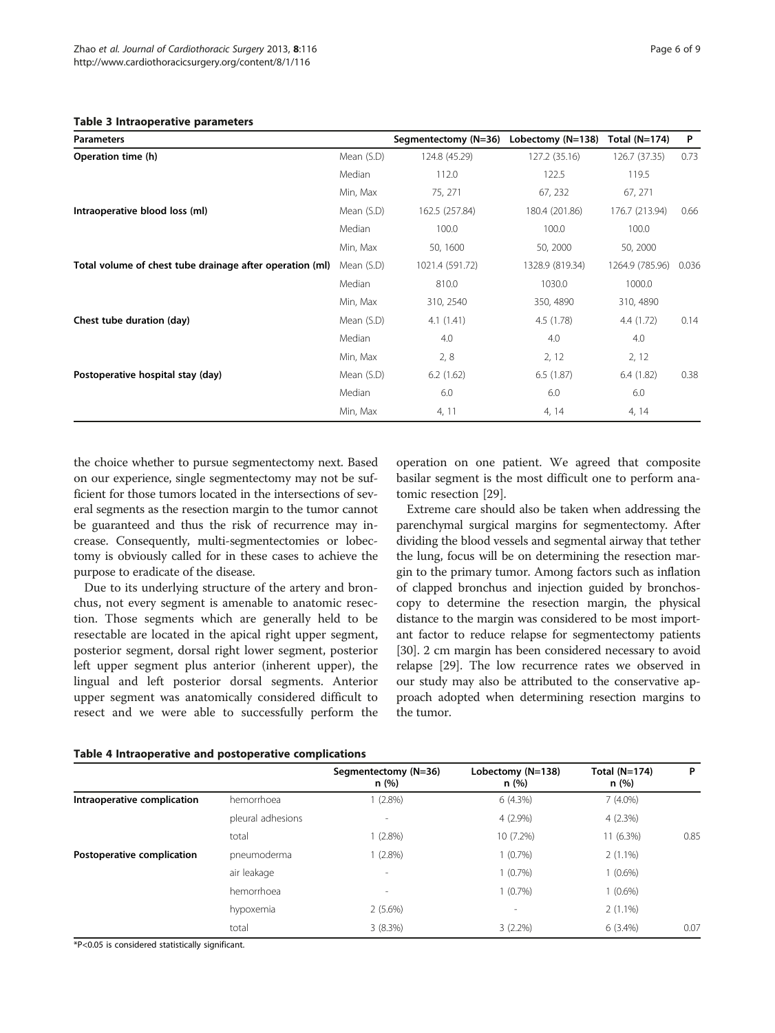**Table 3 Intraoperative parameters**

| Parameters | | Segmentectomy (N=36) | Lobectomy (N=138) | Total (N=174) | P |
|---|---|---|---|---|---|
| **Operation time (h)** | Mean (S.D) | 124.8 (45.29) | 127.2 (35.16) | 126.7 (37.35) | 0.73 |
| | Median | 112.0 | 122.5 | 119.5 | |
| | Min, Max | 75, 271 | 67, 232 | 67, 271 | |
| **Intraoperative blood loss (ml)** | Mean (S.D) | 162.5 (257.84) | 180.4 (201.86) | 176.7 (213.94) | 0.66 |
| | Median | 100.0 | 100.0 | 100.0 | |
| | Min, Max | 50, 1600 | 50, 2000 | 50, 2000 | |
| **Total volume of chest tube drainage after operation (ml)** | Mean (S.D) | 1021.4 (591.72) | 1328.9 (819.34) | 1264.9 (785.96) | 0.036 |
| | Median | 810.0 | 1030.0 | 1000.0 | |
| | Min, Max | 310, 2540 | 350, 4890 | 310, 4890 | |
| **Chest tube duration (day)** | Mean (S.D) | 4.1 (1.41) | 4.5 (1.78) | 4.4 (1.72) | 0.14 |
| | Median | 4.0 | 4.0 | 4.0 | |
| | Min, Max | 2, 8 | 2, 12 | 2, 12 | |
| **Postoperative hospital stay (day)** | Mean (S.D) | 6.2 (1.62) | 6.5 (1.87) | 6.4 (1.82) | 0.38 |
| | Median | 6.0 | 6.0 | 6.0 | |
| | Min, Max | 4, 11 | 4, 14 | 4, 14 | |

the choice whether to pursue segmentectomy next. Based on our experience, single segmentectomy may not be sufficient for those tumors located in the intersections of several segments as the resection margin to the tumor cannot be guaranteed and thus the risk of recurrence may increase. Consequently, multi-segmentectomies or lobectomy is obviously called for in these cases to achieve the purpose to eradicate of the disease.

Due to its underlying structure of the artery and bronchus, not every segment is amenable to anatomic resection. Those segments which are generally held to be resectable are located in the apical right upper segment, posterior segment, dorsal right lower segment, posterior left upper segment plus anterior (inherent upper), the lingual and left posterior dorsal segments. Anterior upper segment was anatomically considered difficult to resect and we were able to successfully perform the operation on one patient. We agreed that composite basilar segment is the most difficult one to perform anatomic resection [29].

Extreme care should also be taken when addressing the parenchymal surgical margins for segmentectomy. After dividing the blood vessels and segmental airway that tether the lung, focus will be on determining the resection margin to the primary tumor. Among factors such as inflation of clapped bronchus and injection guided by bronchoscopy to determine the resection margin, the physical distance to the margin was considered to be most important factor to reduce relapse for segmentectomy patients [30]. 2 cm margin has been considered necessary to avoid relapse [29]. The low recurrence rates we observed in our study may also be attributed to the conservative approach adopted when determining resection margins to the tumor.

**Table 4 Intraoperative and postoperative complications**

| | | Segmentectomy (N=36) n (%) | Lobectomy (N=138) n (%) | Total (N=174) n (%) | P |
|---|---|---|---|---|---|
| **Intraoperative complication** | hemorrhoea | 1 (2.8%) | 6 (4.3%) | 7 (4.0%) | |
| | pleural adhesions | - | 4 (2.9%) | 4 (2.3%) | |
| | total | 1 (2.8%) | 10 (7.2%) | 11 (6.3%) | 0.85 |
| **Postoperative complication** | pneumoderma | 1 (2.8%) | 1 (0.7%) | 2 (1.1%) | |
| | air leakage | - | 1 (0.7%) | 1 (0.6%) | |
| | hemorrhoea | - | 1 (0.7%) | 1 (0.6%) | |
| | hypoxemia | 2 (5.6%) | - | 2 (1.1%) | |
| | total | 3 (8.3%) | 3 (2.2%) | 6 (3.4%) | 0.07 |

*P<0.05 is considered statistically significant.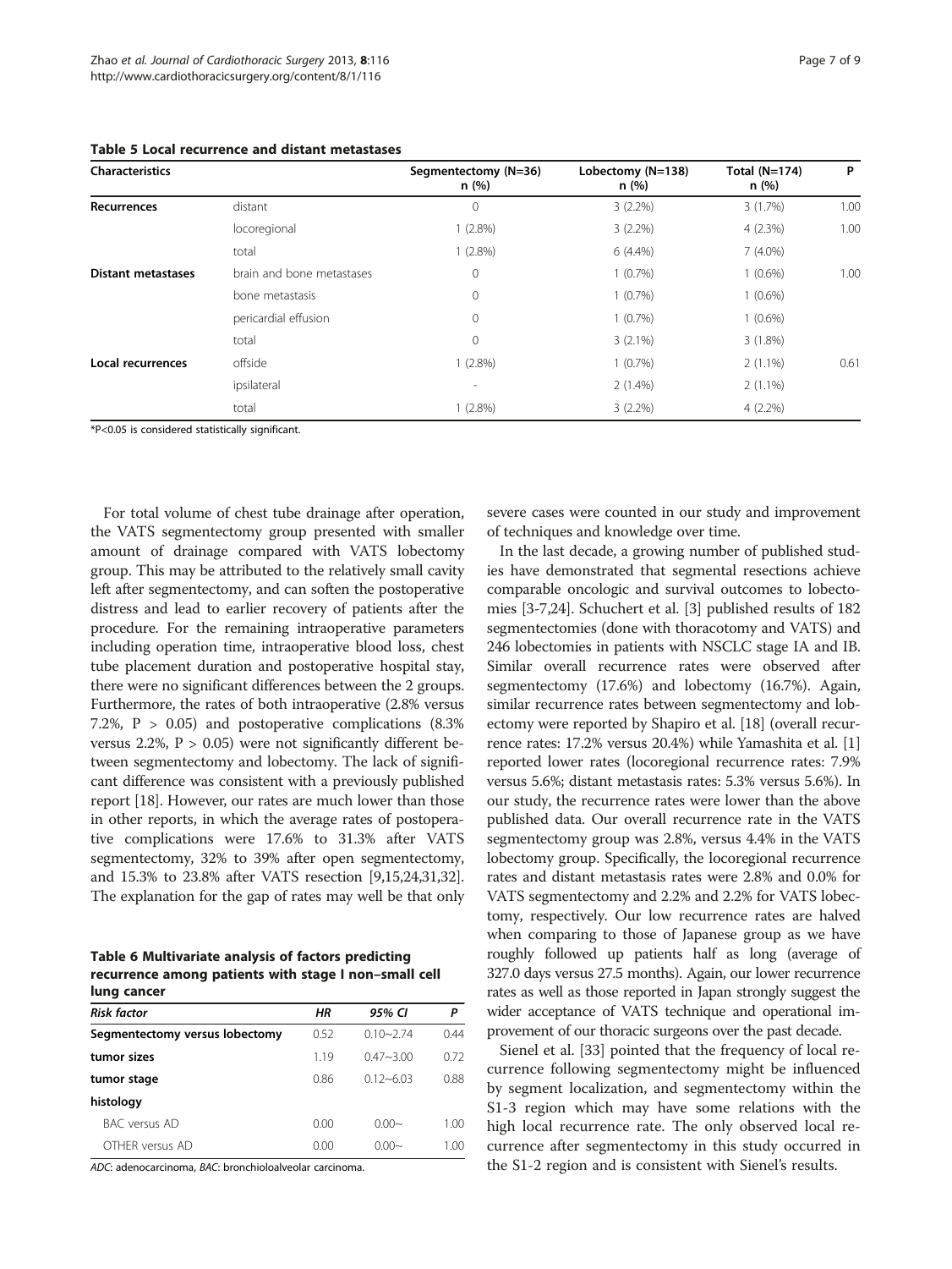**Table 5 Local recurrence and distant metastases**

| Characteristics | | Segmentectomy (N=36) n (%) | Lobectomy (N=138) n (%) | Total (N=174) n (%) | P |
|---|---|---|---|---|---|
| **Recurrences** | distant | 0 | 3 (2.2%) | 3 (1.7%) | 1.00 |
| | locoregional | 1 (2.8%) | 3 (2.2%) | 4 (2.3%) | 1.00 |
| | total | 1 (2.8%) | 6 (4.4%) | 7 (4.0%) | |
| **Distant metastases** | brain and bone metastases | 0 | 1 (0.7%) | 1 (0.6%) | 1.00 |
| | bone metastasis | 0 | 1 (0.7%) | 1 (0.6%) | |
| | pericardial effusion | 0 | 1 (0.7%) | 1 (0.6%) | |
| | total | 0 | 3 (2.1%) | 3 (1.8%) | |
| **Local recurrences** | offside | 1 (2.8%) | 1 (0.7%) | 2 (1.1%) | 0.61 |
| | ipsilateral | - | 2 (1.4%) | 2 (1.1%) | |
| | total | 1 (2.8%) | 3 (2.2%) | 4 (2.2%) | |

*P<0.05 is considered statistically significant.

For total volume of chest tube drainage after operation, the VATS segmentectomy group presented with smaller amount of drainage compared with VATS lobectomy group. This may be attributed to the relatively small cavity left after segmentectomy, and can soften the postoperative distress and lead to earlier recovery of patients after the procedure. For the remaining intraoperative parameters including operation time, intraoperative blood loss, chest tube placement duration and postoperative hospital stay, there were no significant differences between the 2 groups. Furthermore, the rates of both intraoperative (2.8% versus 7.2%, $P > 0.05$) and postoperative complications (8.3% versus 2.2%, $P > 0.05$) were not significantly different between segmentectomy and lobectomy. The lack of significant difference was consistent with a previously published report [18]. However, our rates are much lower than those in other reports, in which the average rates of postoperative complications were 17.6% to 31.3% after VATS segmentectomy, 32% to 39% after open segmentectomy, and 15.3% to 23.8% after VATS resection [9,15,24,31,32]. The explanation for the gap of rates may well be that only severe cases were counted in our study and improvement of techniques and knowledge over time.

**Table 6 Multivariate analysis of factors predicting recurrence among patients with stage I non–small cell lung cancer**

| *Risk factor* | *HR* | *95% CI* | *P* |
|---|---|---|---|
| **Segmentectomy versus lobectomy** | 0.52 | 0.10~2.74 | 0.44 |
| **tumor sizes** | 1.19 | 0.47~3.00 | 0.72 |
| **tumor stage** | 0.86 | 0.12~6.03 | 0.88 |
| **histology** | | | |
| BAC versus AD | 0.00 | 0.00~ | 1.00 |
| OTHER versus AD | 0.00 | 0.00~ | 1.00 |

*ADC*: adenocarcinoma, *BAC*: bronchioloalveolar carcinoma.

In the last decade, a growing number of published studies have demonstrated that segmental resections achieve comparable oncologic and survival outcomes to lobectomies [3-7,24]. Schuchert et al. [3] published results of 182 segmentectomies (done with thoracotomy and VATS) and 246 lobectomies in patients with NSCLC stage IA and IB. Similar overall recurrence rates were observed after segmentectomy (17.6%) and lobectomy (16.7%). Again, similar recurrence rates between segmentectomy and lobectomy were reported by Shapiro et al. [18] (overall recurrence rates: 17.2% versus 20.4%) while Yamashita et al. [1] reported lower rates (locoregional recurrence rates: 7.9% versus 5.6%; distant metastasis rates: 5.3% versus 5.6%). In our study, the recurrence rates were lower than the above published data. Our overall recurrence rate in the VATS segmentectomy group was 2.8%, versus 4.4% in the VATS lobectomy group. Specifically, the locoregional recurrence rates and distant metastasis rates were 2.8% and 0.0% for VATS segmentectomy and 2.2% and 2.2% for VATS lobectomy, respectively. Our low recurrence rates are halved when comparing to those of Japanese group as we have roughly followed up patients half as long (average of 327.0 days versus 27.5 months). Again, our lower recurrence rates as well as those reported in Japan strongly suggest the wider acceptance of VATS technique and operational improvement of our thoracic surgeons over the past decade.

Sienel et al. [33] pointed that the frequency of local recurrence following segmentectomy might be influenced by segment localization, and segmentectomy within the S1-3 region which may have some relations with the high local recurrence rate. The only observed local recurrence after segmentectomy in this study occurred in the S1-2 region and is consistent with Sienel's results.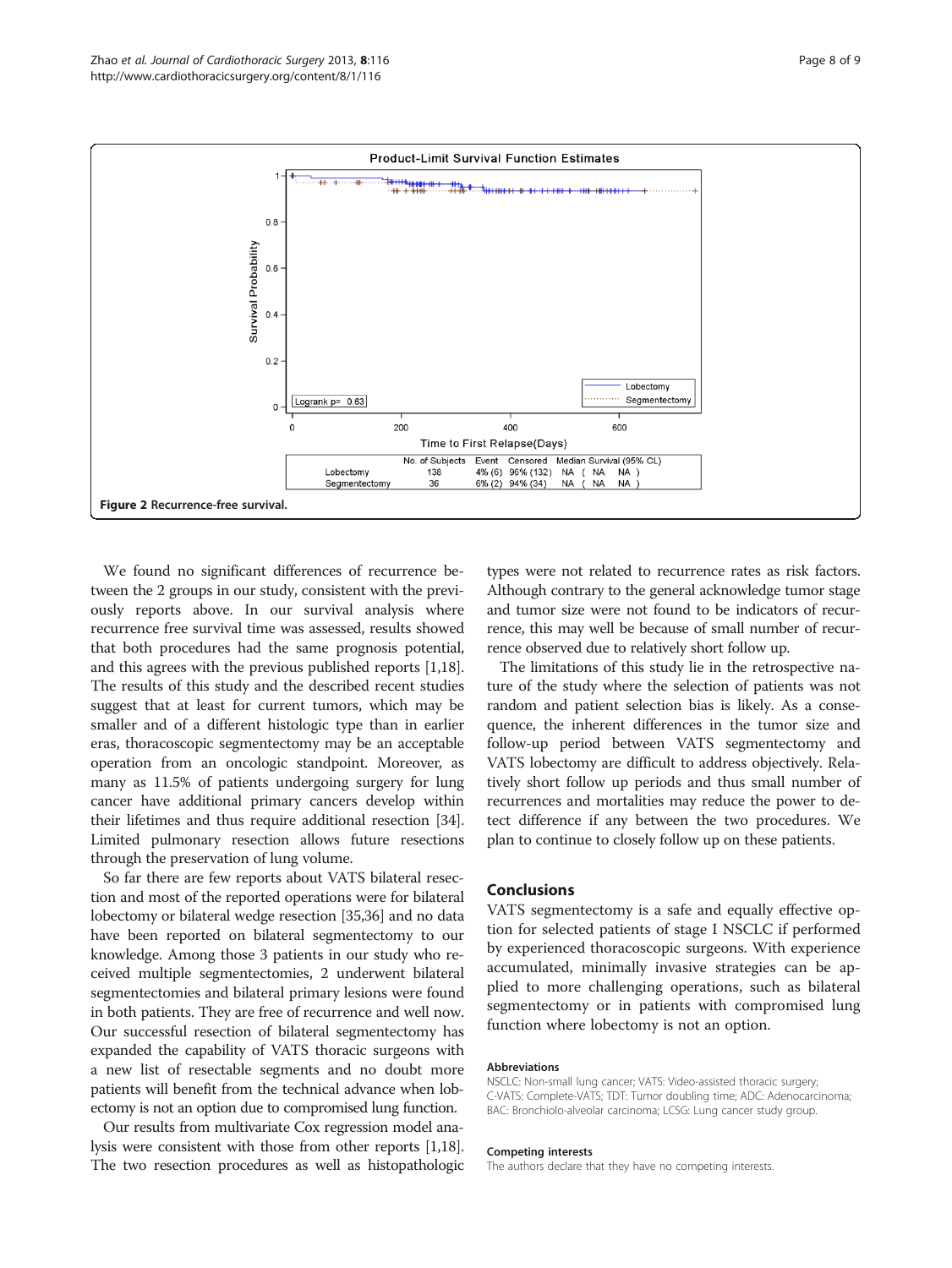Product-Limit Survival Function Estimates

Survival Probability

1

0.8

0.6

0.4

0.2

0

Logrank p= 0.63

Lobectomy

Segmentectomy

0

200

400

600

Time to First Relapse(Days)

No. of Subjects Event Censored Median Survival (95% CL)

Lobectomy 138 4% (6) 96% (132) NA ( NA NA )

Segmentectomy 36 6% (2) 94% (34) NA ( NA NA )

**Figure 2** Recurrence-free survival.

We found no significant differences of recurrence between the 2 groups in our study, consistent with the previously reports above. In our survival analysis where recurrence free survival time was assessed, results showed that both procedures had the same prognosis potential, and this agrees with the previous published reports [1,18]. The results of this study and the described recent studies suggest that at least for current tumors, which may be smaller and of a different histologic type than in earlier eras, thoracoscopic segmentectomy may be an acceptable operation from an oncologic standpoint. Moreover, as many as 11.5% of patients undergoing surgery for lung cancer have additional primary cancers develop within their lifetimes and thus require additional resection [34]. Limited pulmonary resection allows future resections through the preservation of lung volume.

So far there are few reports about VATS bilateral resection and most of the reported operations were for bilateral lobectomy or bilateral wedge resection [35,36] and no data have been reported on bilateral segmentectomy to our knowledge. Among those 3 patients in our study who received multiple segmentectomies, 2 underwent bilateral segmentectomies and bilateral primary lesions were found in both patients. They are free of recurrence and well now. Our successful resection of bilateral segmentectomy has expanded the capability of VATS thoracic surgeons with a new list of resectable segments and no doubt more patients will benefit from the technical advance when lobectomy is not an option due to compromised lung function.

Our results from multivariate Cox regression model analysis were consistent with those from other reports [1,18]. The two resection procedures as well as histopathologic types were not related to recurrence rates as risk factors. Although contrary to the general acknowledge tumor stage and tumor size were not found to be indicators of recurrence, this may well be because of small number of recurrence observed due to relatively short follow up.

The limitations of this study lie in the retrospective nature of the study where the selection of patients was not random and patient selection bias is likely. As a consequence, the inherent differences in the tumor size and follow-up period between VATS segmentectomy and VATS lobectomy are difficult to address objectively. Relatively short follow up periods and thus small number of recurrences and mortalities may reduce the power to detect difference if any between the two procedures. We plan to continue to closely follow up on these patients.

## Conclusions

VATS segmentectomy is a safe and equally effective option for selected patients of stage I NSCLC if performed by experienced thoracoscopic surgeons. With experience accumulated, minimally invasive strategies can be applied to more challenging operations, such as bilateral segmentectomy or in patients with compromised lung function where lobectomy is not an option.

#### Abbreviations

NSCLC: Non-small lung cancer; VATS: Video-assisted thoracic surgery; C-VATS: Complete-VATS; TDT: Tumor doubling time; ADC: Adenocarcinoma; BAC: Bronchiolo-alveolar carcinoma; LCSG: Lung cancer study group.

#### Competing interests

The authors declare that they have no competing interests.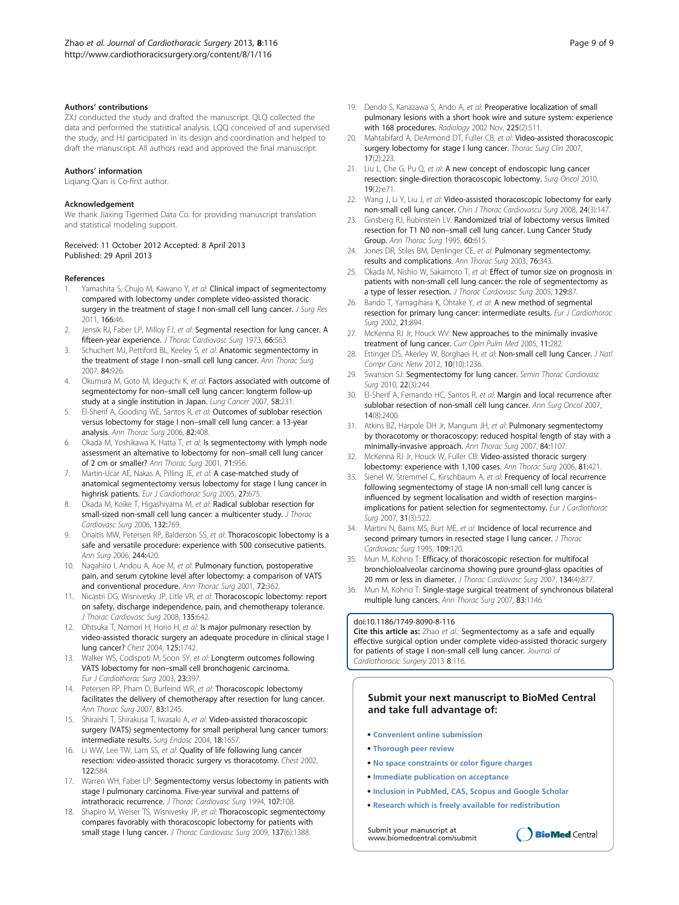### Authors' contributions

ZXJ conducted the study and drafted the manuscript. QLQ collected the data and performed the statistical analysis. LQQ conceived of and supervised the study, and HJ participated in its design and coordination and helped to draft the manuscript. All authors read and approved the final manuscript.

### Authors' information

Liqiang Qian is Co-first author.

### Acknowledgement

We thank Jiaxing Tigermed Data Co. for providing manuscript translation and statistical modeling support.

Received: 11 October 2012 Accepted: 8 April 2013
Published: 29 April 2013

### References

1. Yamashita S, Chujo M, Kawano Y, *et al*: **Clinical impact of segmentectomy compared with lobectomy under complete video-assisted thoracic surgery in the treatment of stage I non-small cell lung cancer.** *J Surg Res* 2011, **166:**46.
2. Jensik RJ, Faber LP, Milloy FJ, *et al*: **Segmental resection for lung cancer. A fifteen-year experience.** *J Thorac Cardiovasc Surg* 1973, **66:**563.
3. Schuchert MJ, Pettiford BL, Keeley S, *et al*: **Anatomic segmentectomy in the treatment of stage I non–small cell lung cancer.** *Ann Thorac Surg* 2007, **84:**926.
4. Okumura M, Goto M, Ideguchi K, *et al*: **Factors associated with outcome of segmentectomy for non–small cell lung cancer: longterm follow-up study at a single institution in Japan.** *Lung Cancer* 2007, **58:**231.
5. El-Sherif A, Gooding WE, Santos R, *et al*: **Outcomes of sublobar resection versus lobectomy for stage I non–small cell lung cancer: a 13-year analysis.** *Ann Thorac Surg* 2006, **82:**408.
6. Okada M, Yoshikawa K, Hatta T, *et al*: **Is segmentectomy with lymph node assessment an alternative to lobectomy for non–small cell lung cancer of 2 cm or smaller?** *Ann Thorac Surg* 2001, **71:**956.
7. Martin-Ucar AE, Nakas A, Pilling JE, *et al*: **A case-matched study of anatomical segmentectomy versus lobectomy for stage I lung cancer in highrisk patients.** *Eur J Cardiothorac Surg* 2005, **27:**675.
8. Okada M, Koike T, Higashiyama M, *et al*: **Radical sublobar resection for small-sized non-small cell lung cancer: a multicenter study.** *J Thorac Cardiovasc Surg* 2006, **132:**769.
9. Onaitis MW, Petersen RP, Balderson SS, *et al*: **Thoracoscopic lobectomy is a safe and versatile procedure: experience with 500 consecutive patients.** *Ann Surg* 2006, **244:**420.
10. Nagahiro I, Andou A, Aoe M, *et al*: **Pulmonary function, postoperative pain, and serum cytokine level after lobectomy: a comparison of VATS and conventional procedure.** *Ann Thorac Surg* 2001, **72:**362.
11. Nicastri DG, Wisnivesky JP, Litle VR, *et al*: **Thoracoscopic lobectomy: report on safety, discharge independence, pain, and chemotherapy tolerance.** *J Thorac Cardiovasc Surg* 2008, **135:**642.
12. Ohtsuka T, Nomori H, Horio H, *et al*: **Is major pulmonary resection by video-assisted thoracic surgery an adequate procedure in clinical stage I lung cancer?** *Chest* 2004, **125:**1742.
13. Walker WS, Codispoti M, Soon SY, *et al*: **Longterm outcomes following VATS lobectomy for non–small cell bronchogenic carcinoma.** *Eur J Cardiothorac Surg* 2003, **23:**397.
14. Petersen RP, Pham D, Burfeind WR, *et al*: **Thoracoscopic lobectomy facilitates the delivery of chemotherapy after resection for lung cancer.** *Ann Thorac Surg* 2007, **83:**1245.
15. Shiraishi T, Shirakusa T, Iwasaki A, *et al*: **Video-assisted thoracoscopic surgery (VATS) segmentectomy for small peripheral lung cancer tumors: intermediate results.** *Surg Endosc* 2004, **18:**1657.
16. Li WW, Lee TW, Lam SS, *et al*: **Quality of life following lung cancer resection: video-assisted thoracic surgery vs thoracotomy.** *Chest* 2002, **122:**584.
17. Warren WH, Faber LP: **Segmentectomy versus lobectomy in patients with stage I pulmonary carcinoma. Five-year survival and patterns of intrathoracic recurrence.** *J Thorac Cardiovasc Surg* 1994, **107:**108.
18. Shapiro M, Weiser TS, Wisnivesky JP, *et al*: **Thoracoscopic segmentectomy compares favorably with thoracoscopic lobectomy for patients with small stage I lung cancer.** *J Thorac Cardiovasc Surg* 2009, **137**(6):1388.
19. Dendo S, Kanazawa S, Ando A, *et al*: **Preoperative localization of small pulmonary lesions with a short hook wire and suture system: experience with 168 procedures.** *Radiology* 2002 Nov, **225**(2):511.
20. Mahtabifard A, DeArmond DT, Fuller CB, *et al*: **Video-assisted thoracoscopic surgery lobectomy for stage I lung cancer.** *Thorac Surg Clin* 2007, **17**(2):223.
21. Liu L, Che G, Pu Q, *et al*: **A new concept of endoscopic lung cancer resection: single-direction thoracoscopic lobectomy.** *Surg Oncol* 2010, **19**(2):e71.
22. Wang J, Li Y, Liu J, *et al*: **Video-assisted thoracoscopic lobectomy for early non-small cell lung cancer.** *Chin J Thorac Cardiovascu Surg* 2008, **24**(3):147.
23. Ginsberg RJ, Rubinstein LV: **Randomized trial of lobectomy versus limited resection for T1 N0 non–small cell lung cancer. Lung Cancer Study Group.** *Ann Thorac Surg* 1995, **60:**615.
24. Jones DR, Stiles BM, Denlinger CE, *et al*: **Pulmonary segmentectomy: results and complications.** *Ann Thorac Surg* 2003, **76:**343.
25. Okada M, Nishio W, Sakamoto T, *et al*: **Effect of tumor size on prognosis in patients with non-small cell lung cancer: the role of segmentectomy as a type of lesser resection.** *J Thorac Cardiovasc Surg* 2005, **129:**87.
26. Bando T, Yamagihara K, Ohtake Y, *et al*: **A new method of segmental resection for primary lung cancer: intermediate results.** *Eur J Cardiothorac Surg* 2002, **21:**894.
27. McKenna RJ Jr, Houck WV: **New approaches to the minimally invasive treatment of lung cancer.** *Curr Opin Pulm Med* 2005, **11:**282.
28. Ettinger DS, Akerley W, Borghaei H, *et al*: **Non-small cell lung Cancer.** *J Natl Compr Canc Netw* 2012, **10**(10):1236.
29. Swanson SJ: **Segmentectomy for lung cancer.** *Semin Thorac Cardiovasc Surg* 2010, **22**(3):244.
30. El-Sherif A, Fernando HC, Santos R, *et al*: **Margin and local recurrence after sublobar resection of non-small cell lung cancer.** *Ann Surg Oncol* 2007, **14**(8):2400.
31. Atkins BZ, Harpole DH Jr, Mangum JH, *et al*: **Pulmonary segmentectomy by thoracotomy or thoracoscopy: reduced hospital length of stay with a minimally-invasive approach.** *Ann Thorac Surg* 2007, **84:**1107.
32. McKenna RJ Jr, Houck W, Fuller CB: **Video-assisted thoracic surgery lobectomy: experience with 1,100 cases.** *Ann Thorac Surg* 2006, **81:**421.
33. Sienel W, Stremmel C, Kirschbaum A, *et al*: **Frequency of local recurrence following segmentectomy of stage IA non-small cell lung cancer is influenced by segment localisation and width of resection margins–implications for patient selection for segmentectomy.** *Eur J Cardiothorac Surg* 2007, **31**(3):522.
34. Martini N, Bains MS, Burt ME, *et al*: **Incidence of local recurrence and second primary tumors in resected stage I lung cancer.** *J Thorac Cardiovasc Surg* 1995, **109:**120.
35. Mun M, Kohno T: **Efficacy of thoracoscopic resection for multifocal bronchioloalveolar carcinoma showing pure ground-glass opacities of 20 mm or less in diameter.** *J Thorac Cardiovasc Surg* 2007, **134**(4):877.
36. Mun M, Kohno T: **Single-stage surgical treatment of synchronous bilateral multiple lung cancers.** *Ann Thorac Surg* 2007, **83:**1146.

doi:10.1186/1749-8090-8-116
**Cite this article as:** Zhao *et al.*: Segmentectomy as a safe and equally effective surgical option under complete video-assisted thoracic surgery for patients of stage I non-small cell lung cancer. *Journal of Cardiothoracic Surgery* 2013 **8**:116.

**Submit your next manuscript to BioMed Central and take full advantage of:**

- **Convenient online submission**
- **Thorough peer review**
- **No space constraints or color figure charges**
- **Immediate publication on acceptance**
- **Inclusion in PubMed, CAS, Scopus and Google Scholar**
- **Research which is freely available for redistribution**

Submit your manuscript at
www.biomedcentral.com/submit

BioMed Central